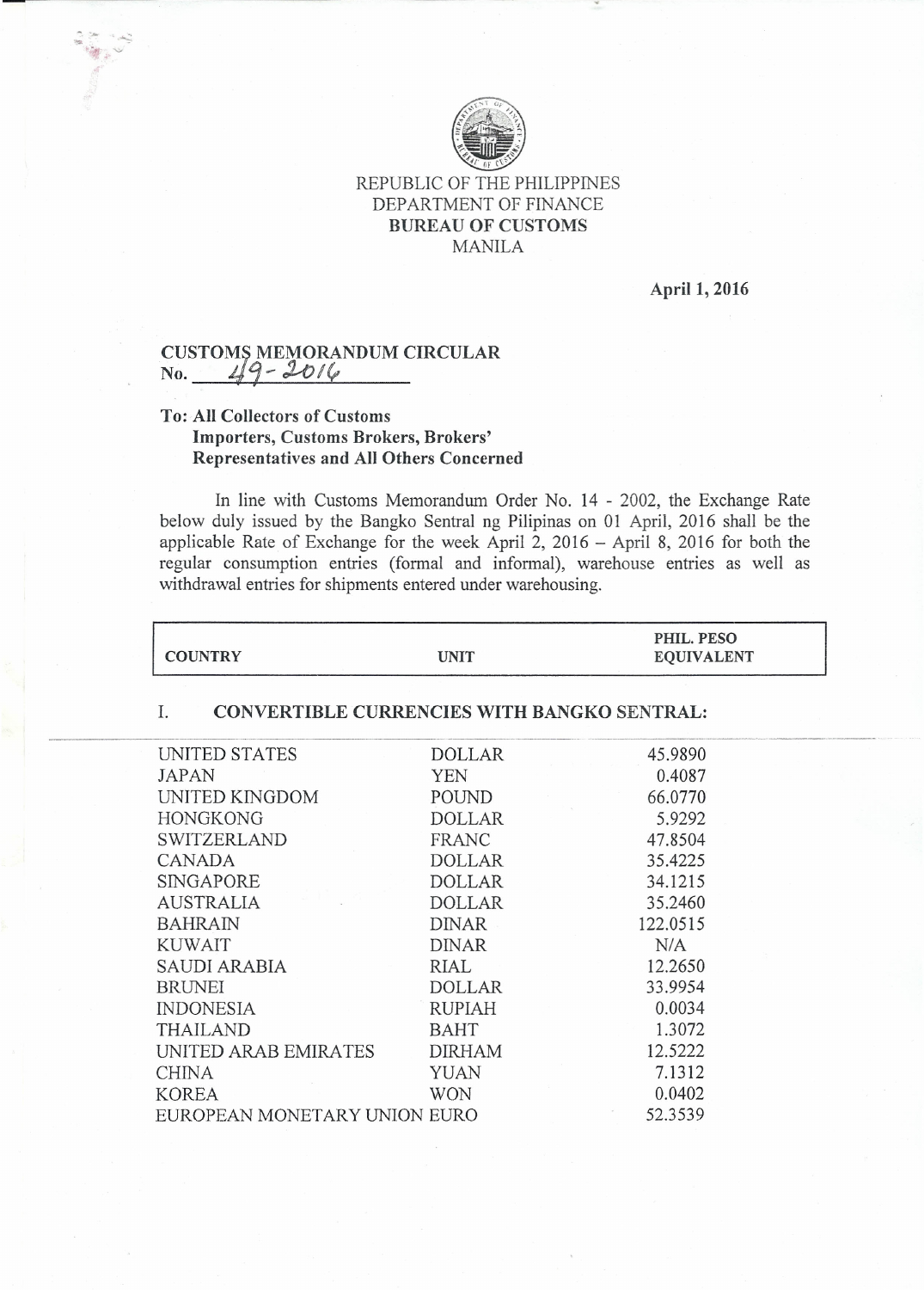REPUBLIC OF THE PHILIPPINES
DEPARTMENT OF FINANCE
**BUREAU OF CUSTOMS**
MANILA

**April 1, 2016**

**CUSTOMS MEMORANDUM CIRCULAR**
**No. 49-2016**

**To: All Collectors of Customs**
**Importers, Customs Brokers, Brokers' Representatives and All Others Concerned**

In line with Customs Memorandum Order No. 14 - 2002, the Exchange Rate below duly issued by the Bangko Sentral ng Pilipinas on 01 April, 2016 shall be the applicable Rate of Exchange for the week April 2, 2016 – April 8, 2016 for both the regular consumption entries (formal and informal), warehouse entries as well as withdrawal entries for shipments entered under warehousing.

| COUNTRY | UNIT | PHIL. PESO EQUIVALENT |
|---|---|---|
| **I. CONVERTIBLE CURRENCIES WITH BANGKO SENTRAL:** | | |
| UNITED STATES | DOLLAR | 45.9890 |
| JAPAN | YEN | 0.4087 |
| UNITED KINGDOM | POUND | 66.0770 |
| HONGKONG | DOLLAR | 5.9292 |
| SWITZERLAND | FRANC | 47.8504 |
| CANADA | DOLLAR | 35.4225 |
| SINGAPORE | DOLLAR | 34.1215 |
| AUSTRALIA | DOLLAR | 35.2460 |
| BAHRAIN | DINAR | 122.0515 |
| KUWAIT | DINAR | N/A |
| SAUDI ARABIA | RIAL | 12.2650 |
| BRUNEI | DOLLAR | 33.9954 |
| INDONESIA | RUPIAH | 0.0034 |
| THAILAND | BAHT | 1.3072 |
| UNITED ARAB EMIRATES | DIRHAM | 12.5222 |
| CHINA | YUAN | 7.1312 |
| KOREA | WON | 0.0402 |
| EUROPEAN MONETARY UNION | EURO | 52.3539 |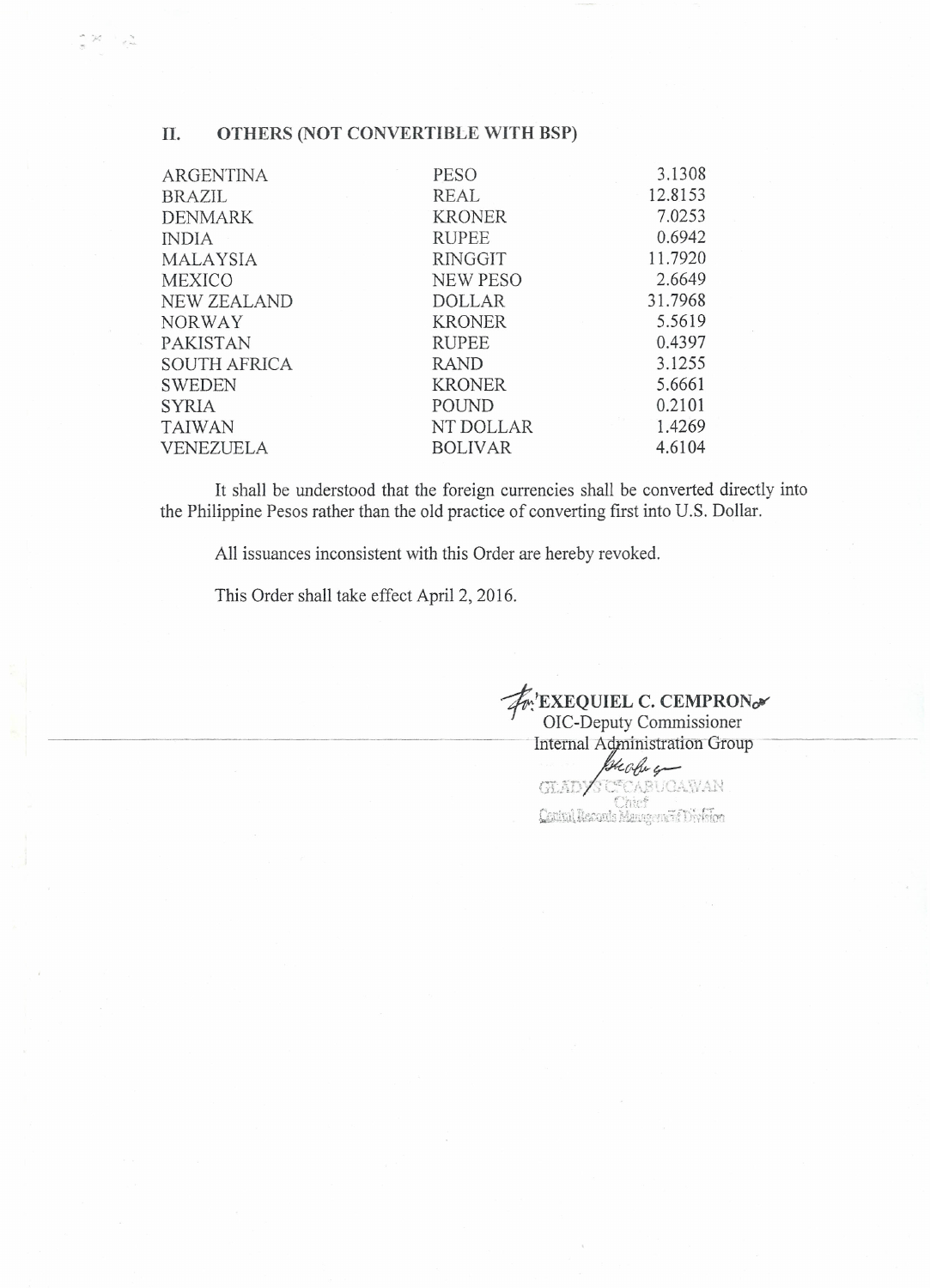## II. OTHERS (NOT CONVERTIBLE WITH BSP)

| | | |
|---|---|---|
| ARGENTINA | PESO | 3.1308 |
| BRAZIL | REAL | 12.8153 |
| DENMARK | KRONER | 7.0253 |
| INDIA | RUPEE | 0.6942 |
| MALAYSIA | RINGGIT | 11.7920 |
| MEXICO | NEW PESO | 2.6649 |
| NEW ZEALAND | DOLLAR | 31.7968 |
| NORWAY | KRONER | 5.5619 |
| PAKISTAN | RUPEE | 0.4397 |
| SOUTH AFRICA | RAND | 3.1255 |
| SWEDEN | KRONER | 5.6661 |
| SYRIA | POUND | 0.2101 |
| TAIWAN | NT DOLLAR | 1.4269 |
| VENEZUELA | BOLIVAR | 4.6104 |

It shall be understood that the foreign currencies shall be converted directly into the Philippine Pesos rather than the old practice of converting first into U.S. Dollar.

All issuances inconsistent with this Order are hereby revoked.

This Order shall take effect April 2, 2016.

For: **EXEQUIEL C. CEMPRON**
OIC-Deputy Commissioner
Internal Administration Group

GLADYS C. CABUGAWAN
Chief
Central Records Management Division